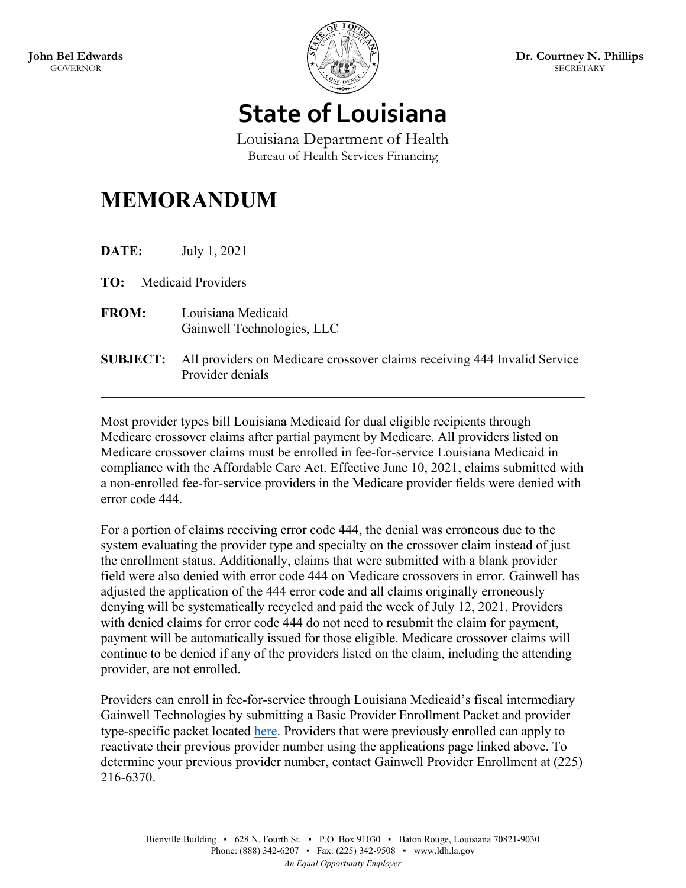John Bel Edwards
GOVERNOR

Dr. Courtney N. Phillips
SECRETARY

# State of Louisiana

Louisiana Department of Health
Bureau of Health Services Financing

# MEMORANDUM

**DATE:** July 1, 2021

**TO:** Medicaid Providers

**FROM:** Louisiana Medicaid
Gainwell Technologies, LLC

**SUBJECT:** All providers on Medicare crossover claims receiving 444 Invalid Service Provider denials

---

Most provider types bill Louisiana Medicaid for dual eligible recipients through Medicare crossover claims after partial payment by Medicare. All providers listed on Medicare crossover claims must be enrolled in fee-for-service Louisiana Medicaid in compliance with the Affordable Care Act. Effective June 10, 2021, claims submitted with a non-enrolled fee-for-service providers in the Medicare provider fields were denied with error code 444.

For a portion of claims receiving error code 444, the denial was erroneous due to the system evaluating the provider type and specialty on the crossover claim instead of just the enrollment status. Additionally, claims that were submitted with a blank provider field were also denied with error code 444 on Medicare crossovers in error. Gainwell has adjusted the application of the 444 error code and all claims originally erroneously denying will be systematically recycled and paid the week of July 12, 2021. Providers with denied claims for error code 444 do not need to resubmit the claim for payment, payment will be automatically issued for those eligible. Medicare crossover claims will continue to be denied if any of the providers listed on the claim, including the attending provider, are not enrolled.

Providers can enroll in fee-for-service through Louisiana Medicaid's fiscal intermediary Gainwell Technologies by submitting a Basic Provider Enrollment Packet and provider type-specific packet located here. Providers that were previously enrolled can apply to reactivate their previous provider number using the applications page linked above. To determine your previous provider number, contact Gainwell Provider Enrollment at (225) 216-6370.

Bienville Building ▪ 628 N. Fourth St. ▪ P.O. Box 91030 ▪ Baton Rouge, Louisiana 70821-9030
Phone: (888) 342-6207 ▪ Fax: (225) 342-9508 ▪ www.ldh.la.gov
*An Equal Opportunity Employer*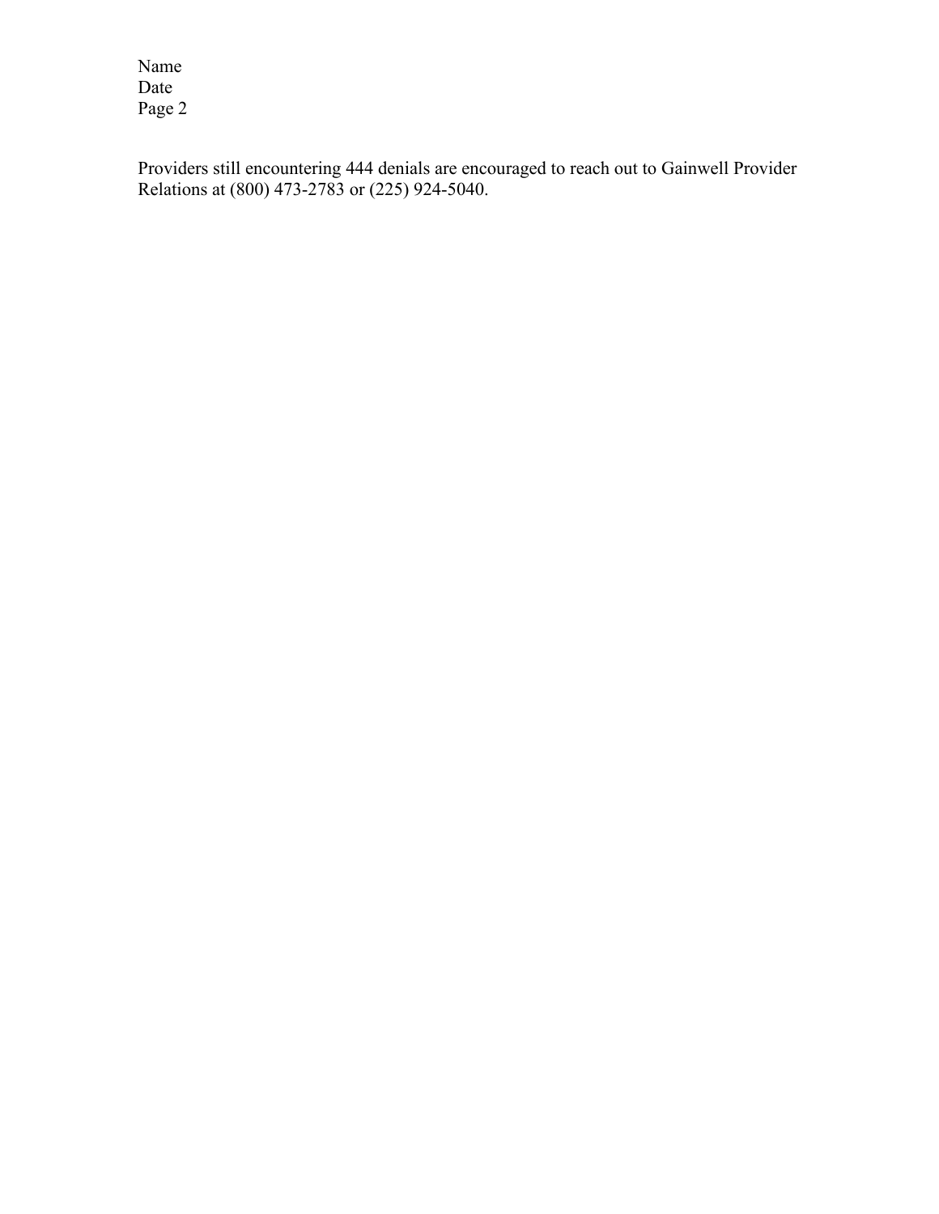Providers still encountering 444 denials are encouraged to reach out to Gainwell Provider Relations at (800) 473-2783 or (225) 924-5040.